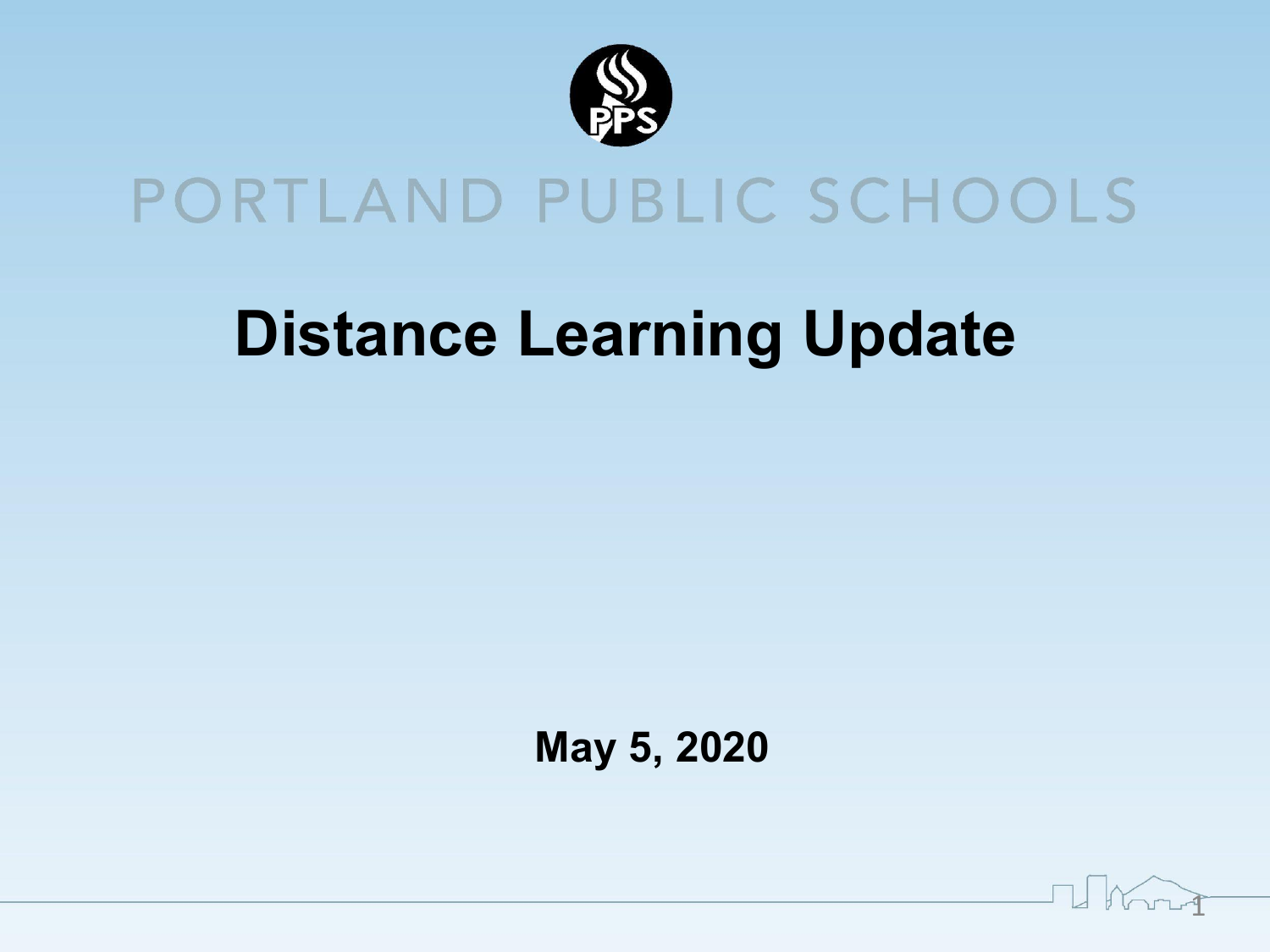PORTLAND PUBLIC SCHOOLS

# Distance Learning Update

**May 5, 2020**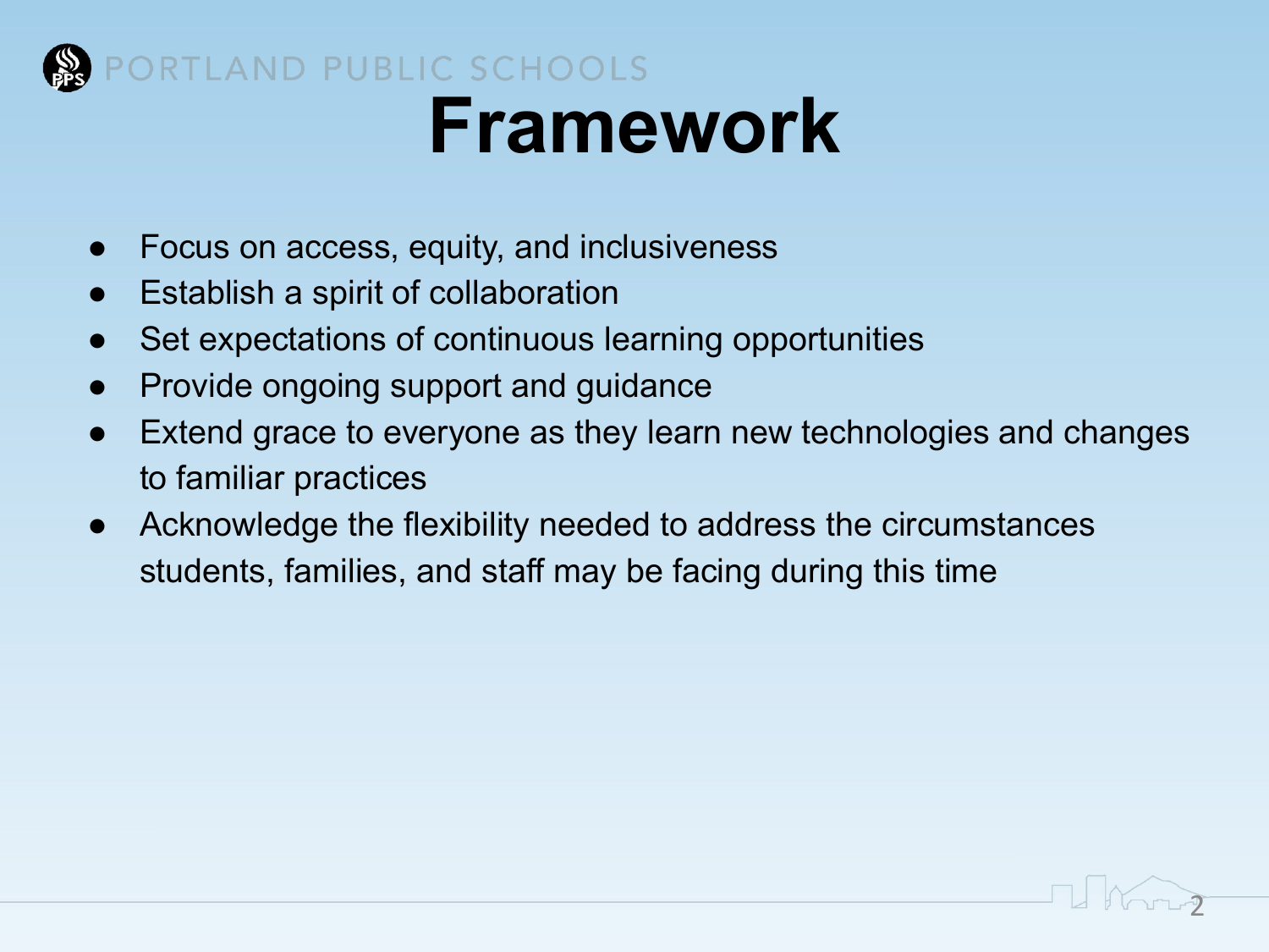# Framework

- Focus on access, equity, and inclusiveness
- Establish a spirit of collaboration
- Set expectations of continuous learning opportunities
- Provide ongoing support and guidance
- Extend grace to everyone as they learn new technologies and changes to familiar practices
- Acknowledge the flexibility needed to address the circumstances students, families, and staff may be facing during this time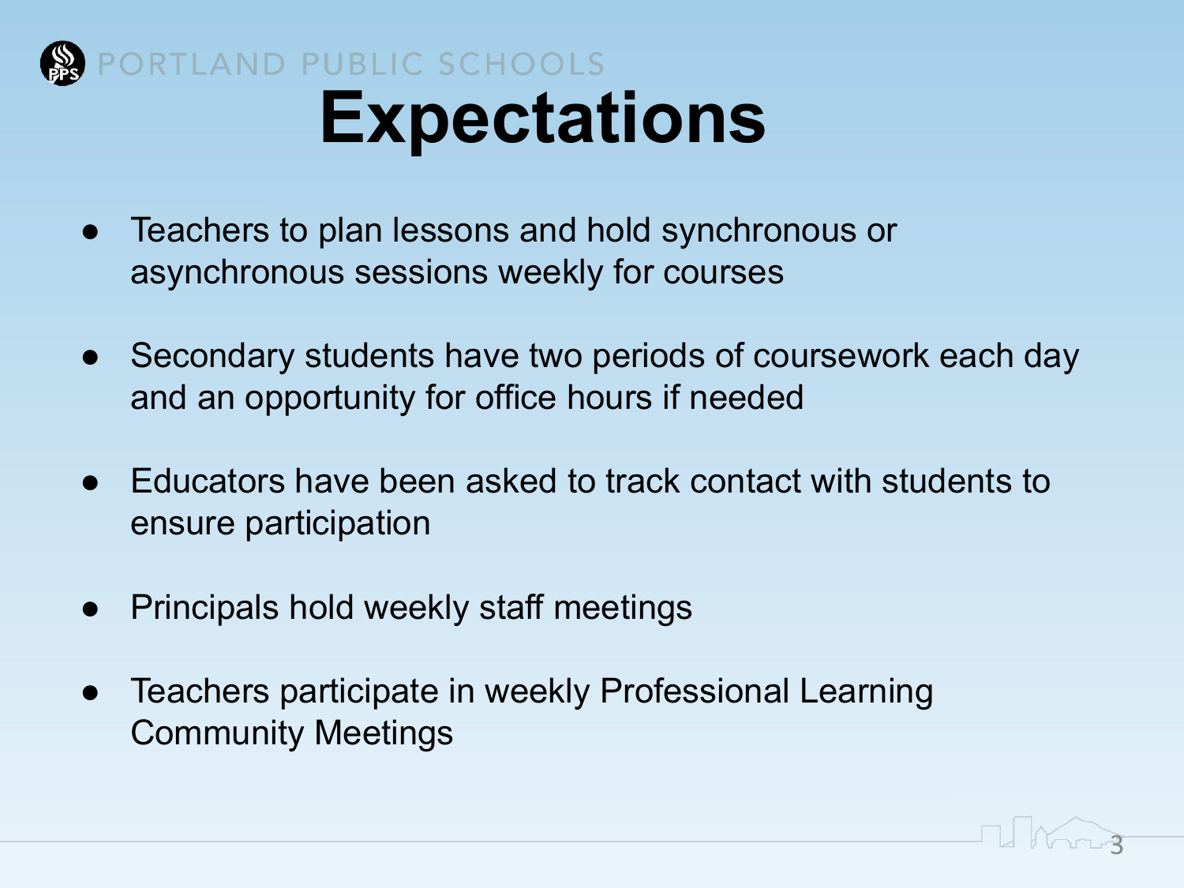# Expectations

- Teachers to plan lessons and hold synchronous or asynchronous sessions weekly for courses
- Secondary students have two periods of coursework each day and an opportunity for office hours if needed
- Educators have been asked to track contact with students to ensure participation
- Principals hold weekly staff meetings
- Teachers participate in weekly Professional Learning Community Meetings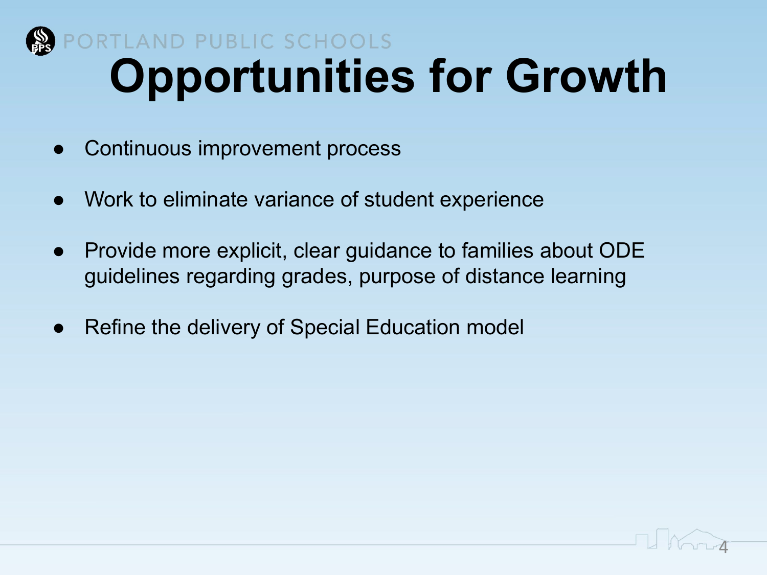# Opportunities for Growth

- Continuous improvement process
- Work to eliminate variance of student experience
- Provide more explicit, clear guidance to families about ODE guidelines regarding grades, purpose of distance learning
- Refine the delivery of Special Education model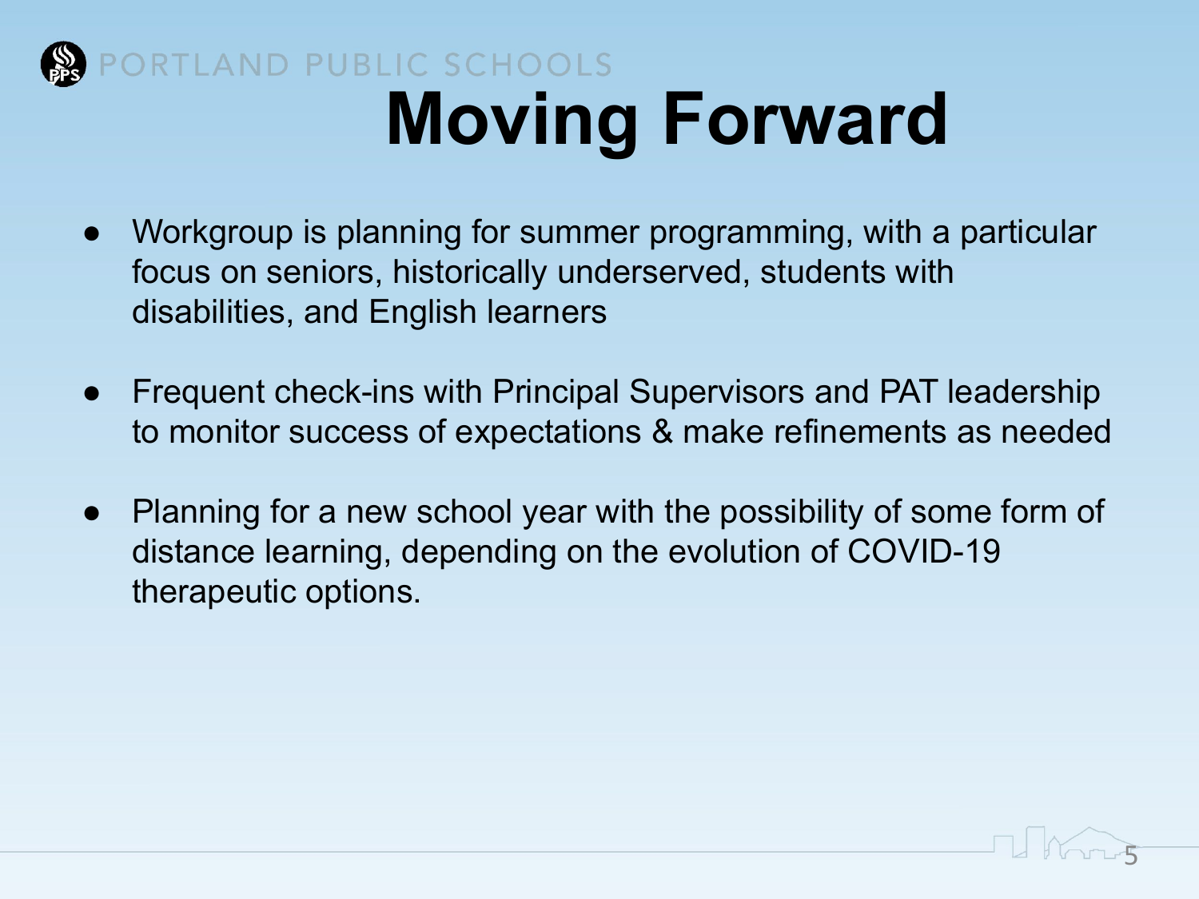# Moving Forward

- Workgroup is planning for summer programming, with a particular focus on seniors, historically underserved, students with disabilities, and English learners
- Frequent check-ins with Principal Supervisors and PAT leadership to monitor success of expectations & make refinements as needed
- Planning for a new school year with the possibility of some form of distance learning, depending on the evolution of COVID-19 therapeutic options.